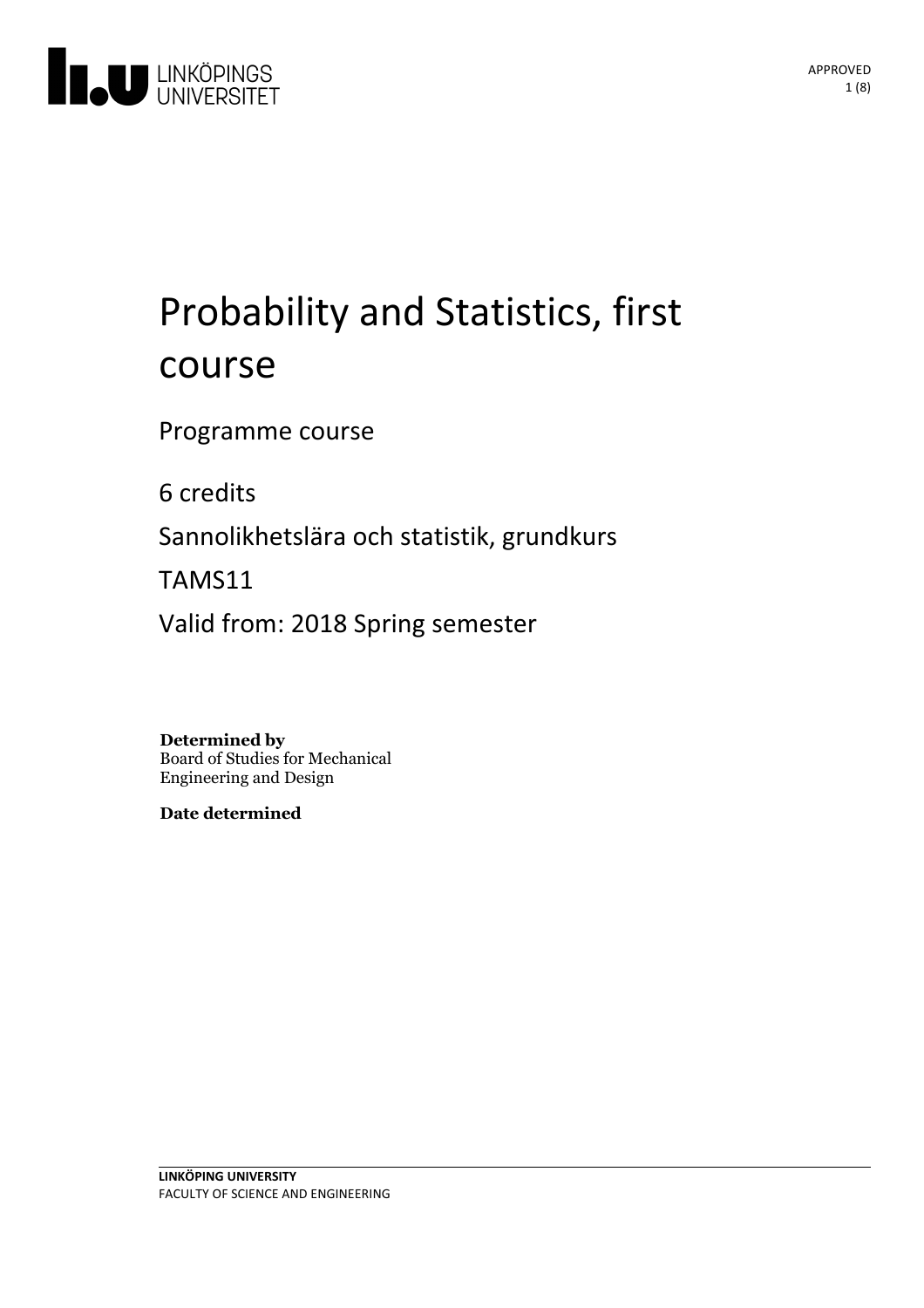# Probability and Statistics, first course

Programme course

6 credits

Sannolikhetslära och statistik, grundkurs

TAMS11

Valid from: 2018 Spring semester

**Determined by**
Board of Studies for Mechanical Engineering and Design

**Date determined**

**LINKÖPING UNIVERSITY**
FACULTY OF SCIENCE AND ENGINEERING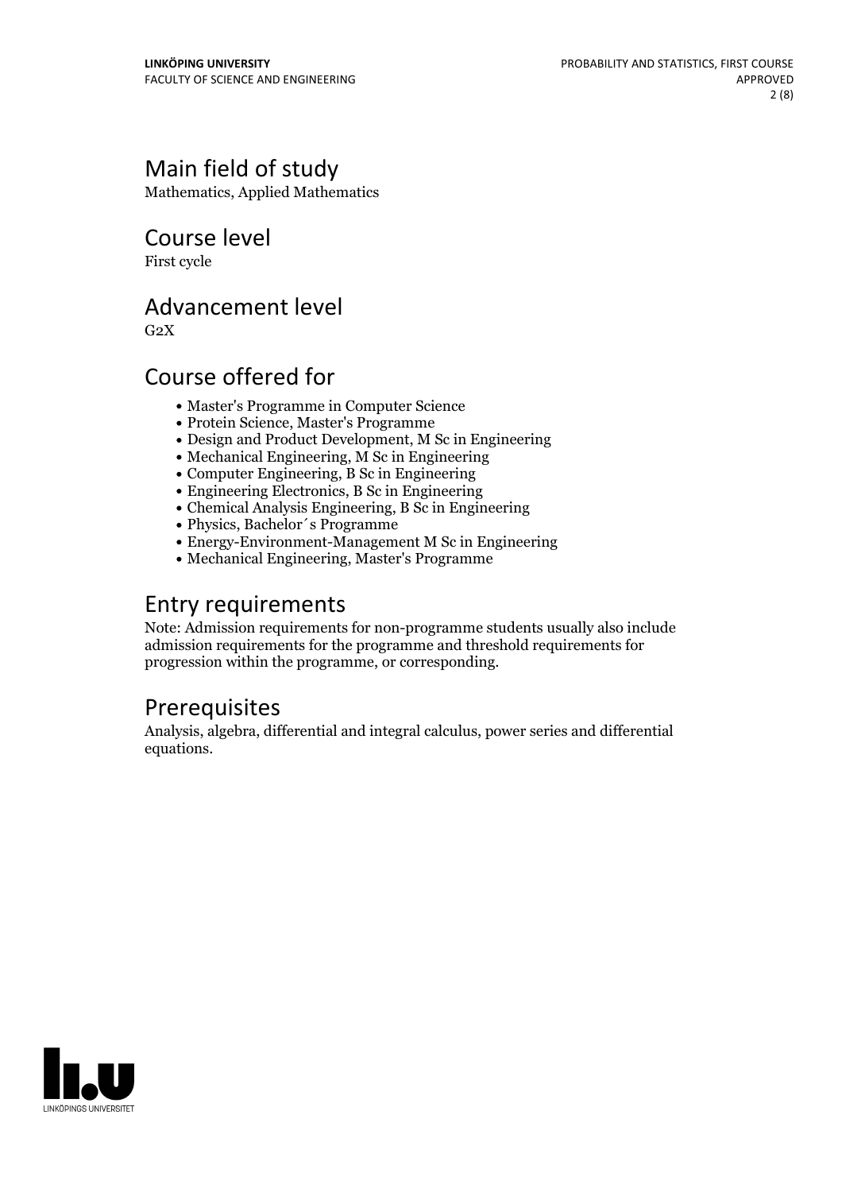## Main field of study

Mathematics, Applied Mathematics

## Course level

First cycle

## Advancement level

G2X

## Course offered for

- Master's Programme in Computer Science
- Protein Science, Master's Programme
- Design and Product Development, M Sc in Engineering
- Mechanical Engineering, M Sc in Engineering
- Computer Engineering, B Sc in Engineering
- Engineering Electronics, B Sc in Engineering
- Chemical Analysis Engineering, B Sc in Engineering
- Physics, Bachelor´s Programme
- Energy-Environment-Management M Sc in Engineering
- Mechanical Engineering, Master's Programme

## Entry requirements

Note: Admission requirements for non-programme students usually also include admission requirements for the programme and threshold requirements for progression within the programme, or corresponding.

## Prerequisites

Analysis, algebra, differential and integral calculus, power series and differential equations.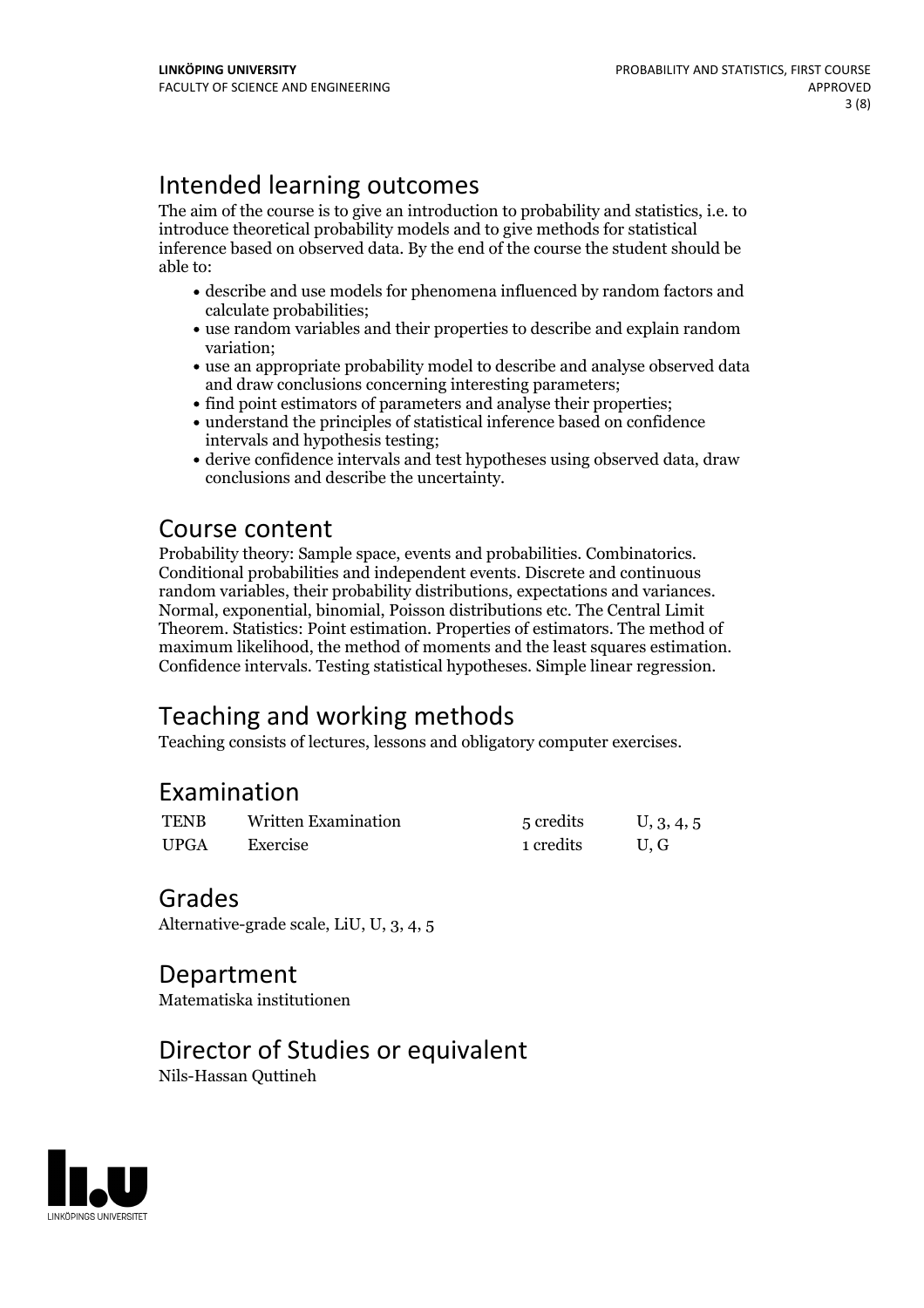## Intended learning outcomes

The aim of the course is to give an introduction to probability and statistics, i.e. to introduce theoretical probability models and to give methods for statistical inference based on observed data. By the end of the course the student should be able to:

- describe and use models for phenomena influenced by random factors and calculate probabilities;
- use random variables and their properties to describe and explain random variation;
- use an appropriate probability model to describe and analyse observed data and draw conclusions concerning interesting parameters;
- find point estimators of parameters and analyse their properties;
- understand the principles of statistical inference based on confidence intervals and hypothesis testing;
- derive confidence intervals and test hypotheses using observed data, draw conclusions and describe the uncertainty.

## Course content

Probability theory: Sample space, events and probabilities. Combinatorics. Conditional probabilities and independent events. Discrete and continuous random variables, their probability distributions, expectations and variances. Normal, exponential, binomial, Poisson distributions etc. The Central Limit Theorem. Statistics: Point estimation. Properties of estimators. The method of maximum likelihood, the method of moments and the least squares estimation. Confidence intervals. Testing statistical hypotheses. Simple linear regression.

## Teaching and working methods

Teaching consists of lectures, lessons and obligatory computer exercises.

## Examination

| | | | |
|---|---|---|---|
| TENB | Written Examination | 5 credits | U, 3, 4, 5 |
| UPGA | Exercise | 1 credits | U, G |

## Grades

Alternative-grade scale, LiU, U, 3, 4, 5

## Department

Matematiska institutionen

## Director of Studies or equivalent

Nils-Hassan Quttineh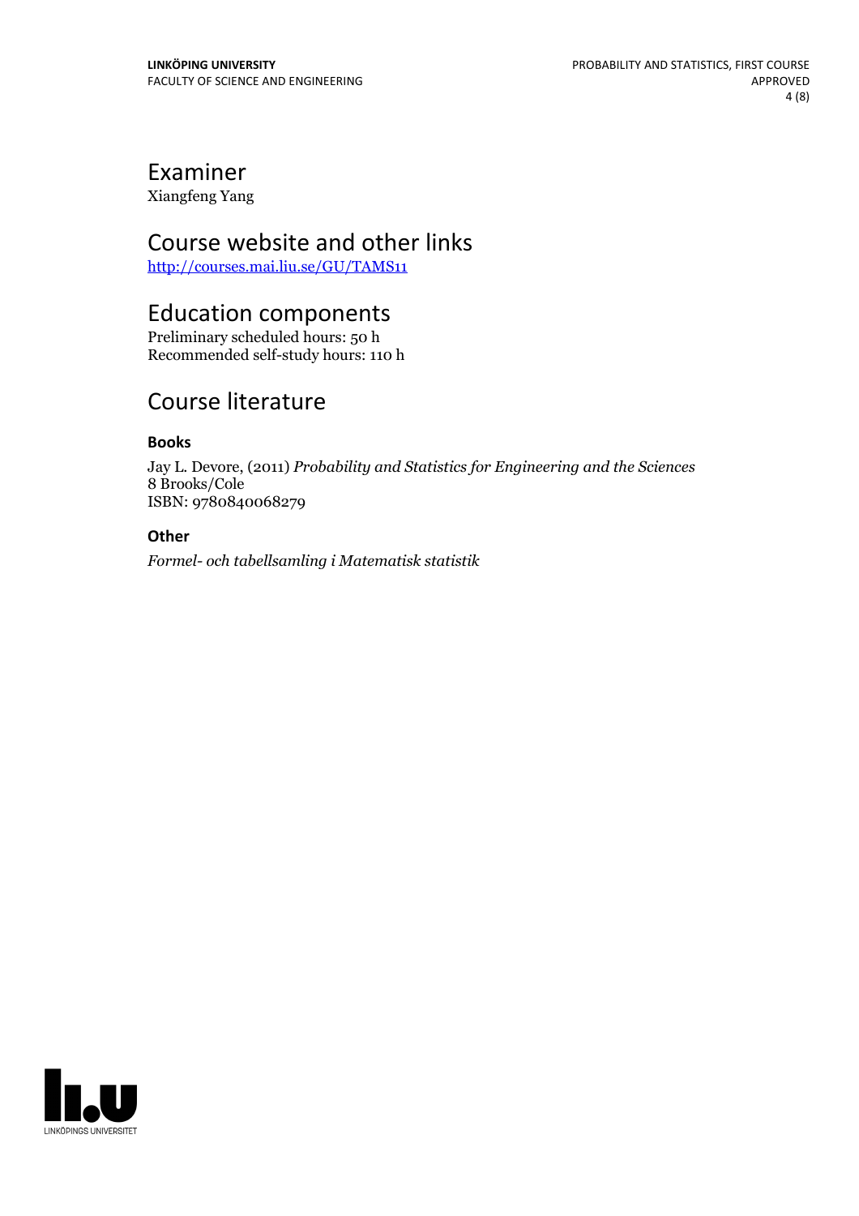# Examiner

Xiangfeng Yang

# Course website and other links

[http://courses.mai.liu.se/GU/TAMS11](http://courses.mai.liu.se/GU/TAMS11)

# Education components

Preliminary scheduled hours: 50 h
Recommended self-study hours: 110 h

# Course literature

### Books

Jay L. Devore, (2011) *Probability and Statistics for Engineering and the Sciences*
8 Brooks/Cole
ISBN: 9780840068279

### Other

*Formel- och tabellsamling i Matematisk statistik*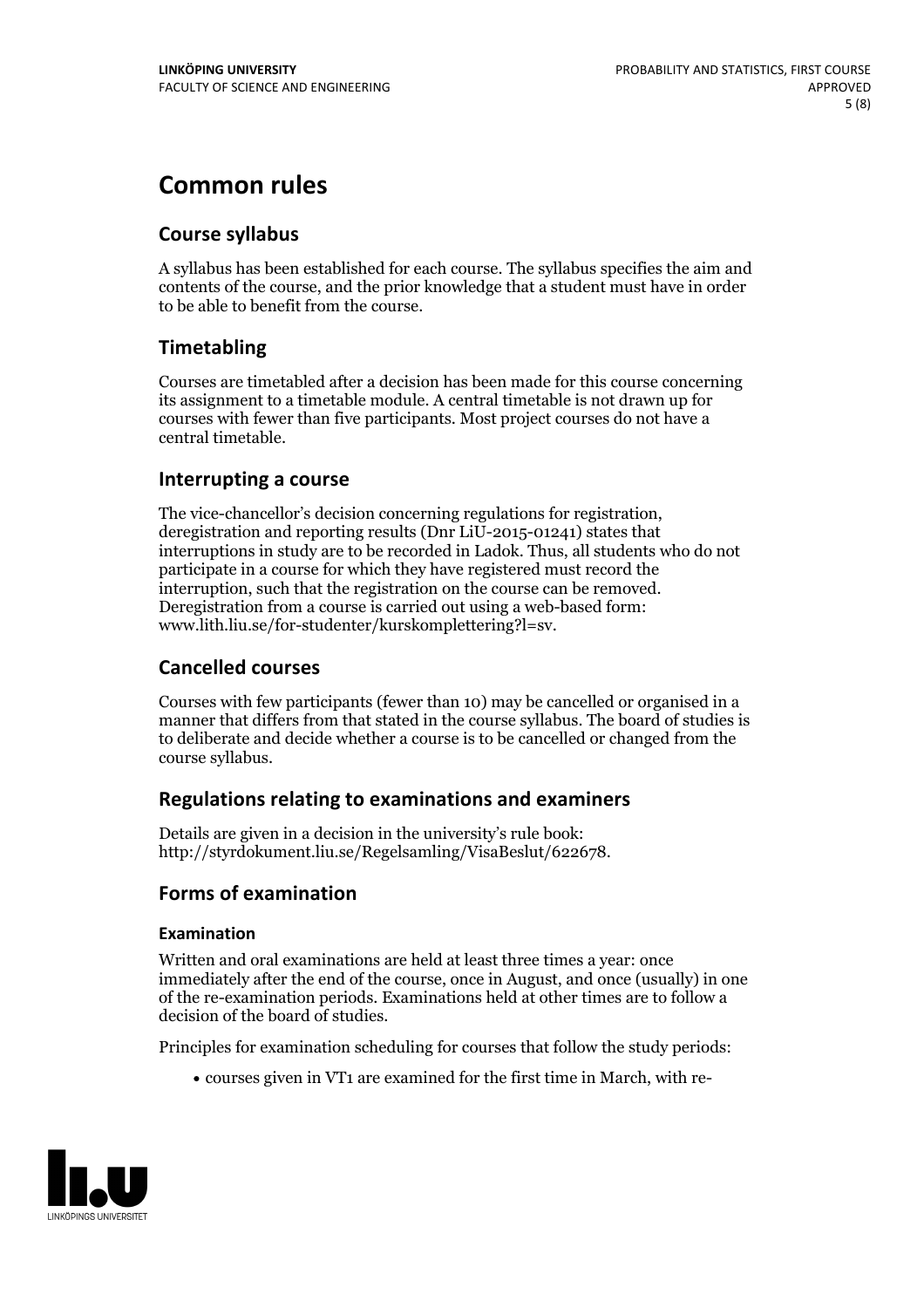# Common rules

## Course syllabus

A syllabus has been established for each course. The syllabus specifies the aim and contents of the course, and the prior knowledge that a student must have in order to be able to benefit from the course.

## Timetabling

Courses are timetabled after a decision has been made for this course concerning its assignment to a timetable module. A central timetable is not drawn up for courses with fewer than five participants. Most project courses do not have a central timetable.

## Interrupting a course

The vice-chancellor's decision concerning regulations for registration, deregistration and reporting results (Dnr LiU-2015-01241) states that interruptions in study are to be recorded in Ladok. Thus, all students who do not participate in a course for which they have registered must record the interruption, such that the registration on the course can be removed. Deregistration from a course is carried out using a web-based form: www.lith.liu.se/for-studenter/kurskomplettering?l=sv.

## Cancelled courses

Courses with few participants (fewer than 10) may be cancelled or organised in a manner that differs from that stated in the course syllabus. The board of studies is to deliberate and decide whether a course is to be cancelled or changed from the course syllabus.

## Regulations relating to examinations and examiners

Details are given in a decision in the university's rule book: http://styrdokument.liu.se/Regelsamling/VisaBeslut/622678.

## Forms of examination

### Examination

Written and oral examinations are held at least three times a year: once immediately after the end of the course, once in August, and once (usually) in one of the re-examination periods. Examinations held at other times are to follow a decision of the board of studies.

Principles for examination scheduling for courses that follow the study periods:

- courses given in VT1 are examined for the first time in March, with re-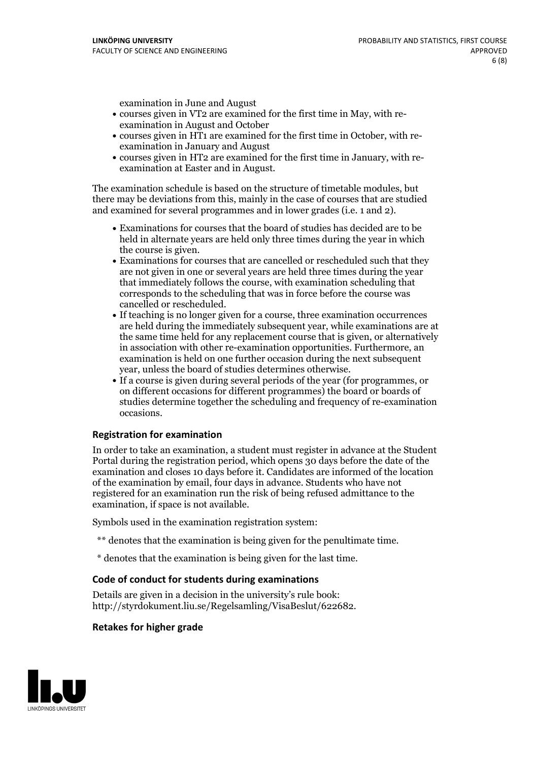examination in June and August

- courses given in VT2 are examined for the first time in May, with re-examination in August and October
- courses given in HT1 are examined for the first time in October, with re-examination in January and August
- courses given in HT2 are examined for the first time in January, with re-examination at Easter and in August.

The examination schedule is based on the structure of timetable modules, but there may be deviations from this, mainly in the case of courses that are studied and examined for several programmes and in lower grades (i.e. 1 and 2).

- Examinations for courses that the board of studies has decided are to be held in alternate years are held only three times during the year in which the course is given.
- Examinations for courses that are cancelled or rescheduled such that they are not given in one or several years are held three times during the year that immediately follows the course, with examination scheduling that corresponds to the scheduling that was in force before the course was cancelled or rescheduled.
- If teaching is no longer given for a course, three examination occurrences are held during the immediately subsequent year, while examinations are at the same time held for any replacement course that is given, or alternatively in association with other re-examination opportunities. Furthermore, an examination is held on one further occasion during the next subsequent year, unless the board of studies determines otherwise.
- If a course is given during several periods of the year (for programmes, or on different occasions for different programmes) the board or boards of studies determine together the scheduling and frequency of re-examination occasions.

### Registration for examination

In order to take an examination, a student must register in advance at the Student Portal during the registration period, which opens 30 days before the date of the examination and closes 10 days before it. Candidates are informed of the location of the examination by email, four days in advance. Students who have not registered for an examination run the risk of being refused admittance to the examination, if space is not available.

Symbols used in the examination registration system:

** denotes that the examination is being given for the penultimate time.

* denotes that the examination is being given for the last time.

### Code of conduct for students during examinations

Details are given in a decision in the university's rule book: http://styrdokument.liu.se/Regelsamling/VisaBeslut/622682.

### Retakes for higher grade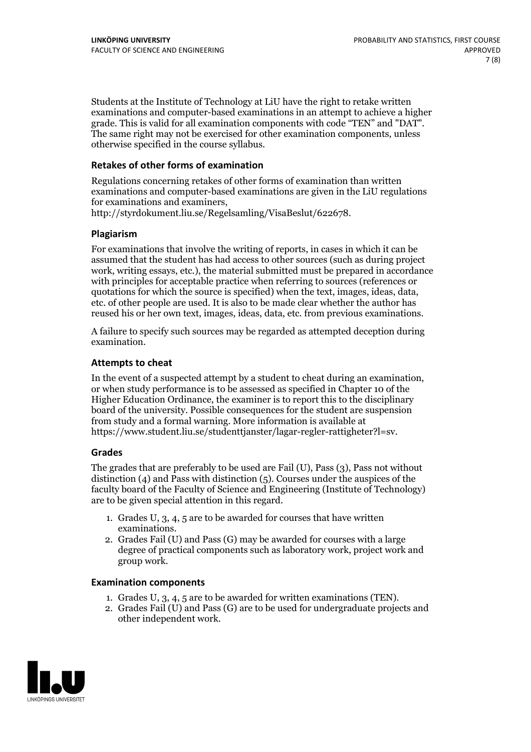Students at the Institute of Technology at LiU have the right to retake written examinations and computer-based examinations in an attempt to achieve a higher grade. This is valid for all examination components with code "TEN" and "DAT". The same right may not be exercised for other examination components, unless otherwise specified in the course syllabus.

### Retakes of other forms of examination

Regulations concerning retakes of other forms of examination than written examinations and computer-based examinations are given in the LiU regulations for examinations and examiners, http://styrdokument.liu.se/Regelsamling/VisaBeslut/622678.

### Plagiarism

For examinations that involve the writing of reports, in cases in which it can be assumed that the student has had access to other sources (such as during project work, writing essays, etc.), the material submitted must be prepared in accordance with principles for acceptable practice when referring to sources (references or quotations for which the source is specified) when the text, images, ideas, data, etc. of other people are used. It is also to be made clear whether the author has reused his or her own text, images, ideas, data, etc. from previous examinations.

A failure to specify such sources may be regarded as attempted deception during examination.

### Attempts to cheat

In the event of a suspected attempt by a student to cheat during an examination, or when study performance is to be assessed as specified in Chapter 10 of the Higher Education Ordinance, the examiner is to report this to the disciplinary board of the university. Possible consequences for the student are suspension from study and a formal warning. More information is available at https://www.student.liu.se/studenttjanster/lagar-regler-rattigheter?l=sv.

### Grades

The grades that are preferably to be used are Fail (U), Pass (3), Pass not without distinction (4) and Pass with distinction (5). Courses under the auspices of the faculty board of the Faculty of Science and Engineering (Institute of Technology) are to be given special attention in this regard.

1. Grades U, 3, 4, 5 are to be awarded for courses that have written examinations.
2. Grades Fail (U) and Pass (G) may be awarded for courses with a large degree of practical components such as laboratory work, project work and group work.

### Examination components

1. Grades U, 3, 4, 5 are to be awarded for written examinations (TEN).
2. Grades Fail (U) and Pass (G) are to be used for undergraduate projects and other independent work.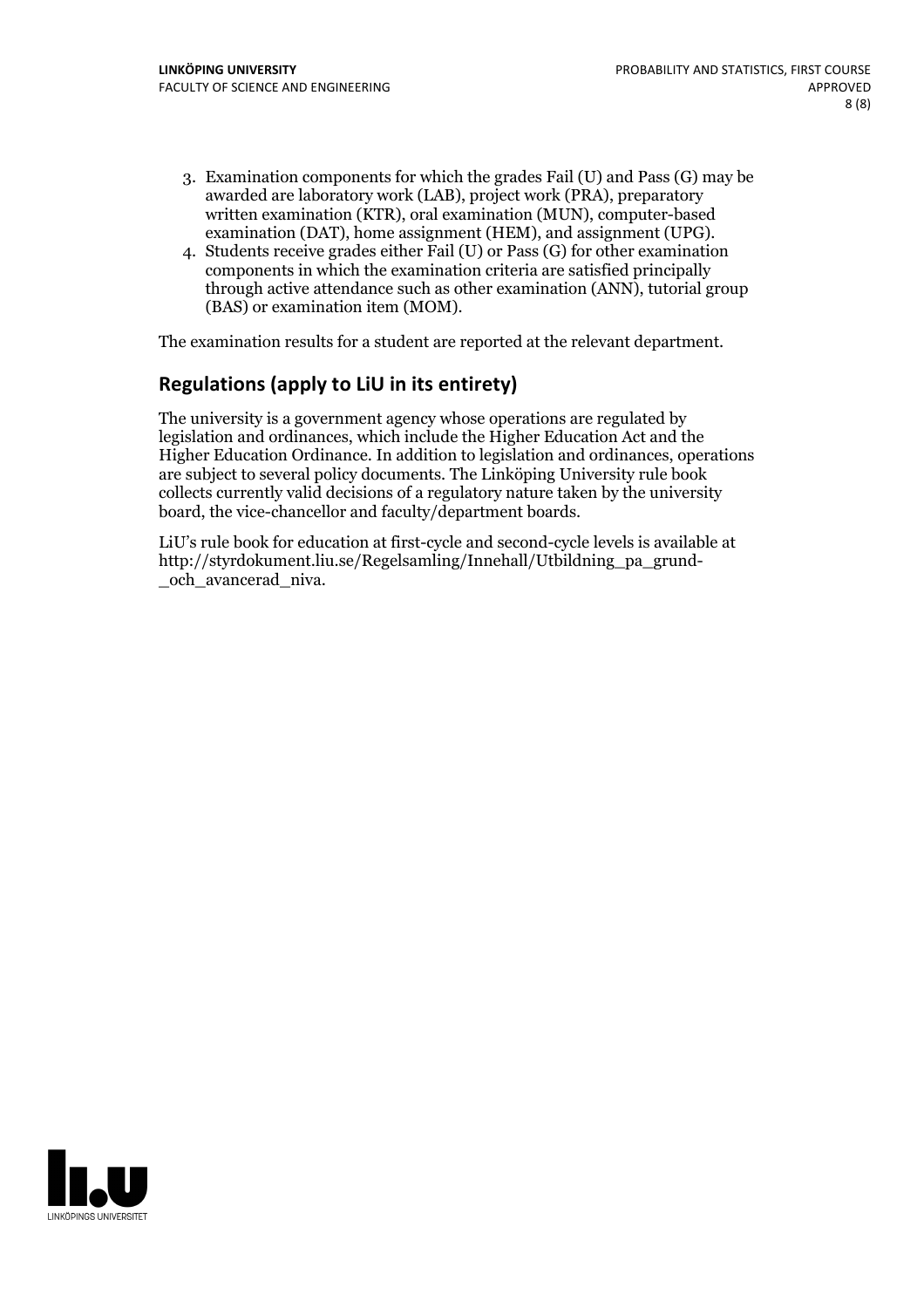3. Examination components for which the grades Fail (U) and Pass (G) may be awarded are laboratory work (LAB), project work (PRA), preparatory written examination (KTR), oral examination (MUN), computer-based examination (DAT), home assignment (HEM), and assignment (UPG).
4. Students receive grades either Fail (U) or Pass (G) for other examination components in which the examination criteria are satisfied principally through active attendance such as other examination (ANN), tutorial group (BAS) or examination item (MOM).

The examination results for a student are reported at the relevant department.

## Regulations (apply to LiU in its entirety)

The university is a government agency whose operations are regulated by legislation and ordinances, which include the Higher Education Act and the Higher Education Ordinance. In addition to legislation and ordinances, operations are subject to several policy documents. The Linköping University rule book collects currently valid decisions of a regulatory nature taken by the university board, the vice-chancellor and faculty/department boards.

LiU's rule book for education at first-cycle and second-cycle levels is available at http://styrdokument.liu.se/Regelsamling/Innehall/Utbildning_pa_grund-_och_avancerad_niva.